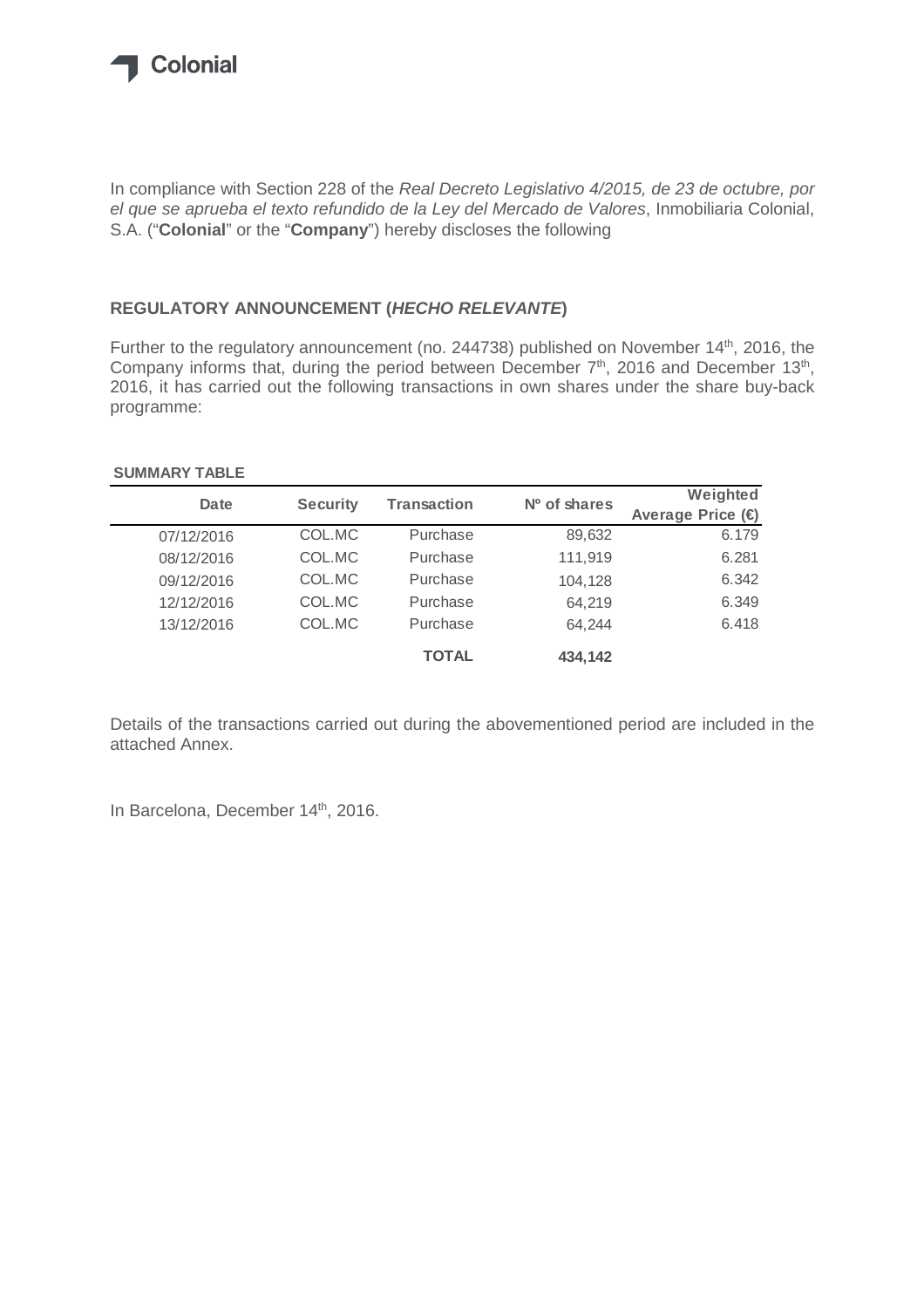Colonial

In compliance with Section 228 of the *Real Decreto Legislativo 4/2015, de 23 de octubre, por el que se aprueba el texto refundido de la Ley del Mercado de Valores*, Inmobiliaria Colonial, S.A. ("**Colonial**" or the "**Company**") hereby discloses the following

## REGULATORY ANNOUNCEMENT (*HECHO RELEVANTE*)

Further to the regulatory announcement (no. 244738) published on November 14th, 2016, the Company informs that, during the period between December 7th, 2016 and December 13th, 2016, it has carried out the following transactions in own shares under the share buy-back programme:

**SUMMARY TABLE**

| Date | Security | Transaction | Nº of shares | Weighted Average Price (€) |
|---|---|---|---|---|
| 07/12/2016 | COL.MC | Purchase | 89,632 | 6.179 |
| 08/12/2016 | COL.MC | Purchase | 111,919 | 6.281 |
| 09/12/2016 | COL.MC | Purchase | 104,128 | 6.342 |
| 12/12/2016 | COL.MC | Purchase | 64,219 | 6.349 |
| 13/12/2016 | COL.MC | Purchase | 64,244 | 6.418 |
| | | **TOTAL** | **434,142** | |

Details of the transactions carried out during the abovementioned period are included in the attached Annex.

In Barcelona, December 14th, 2016.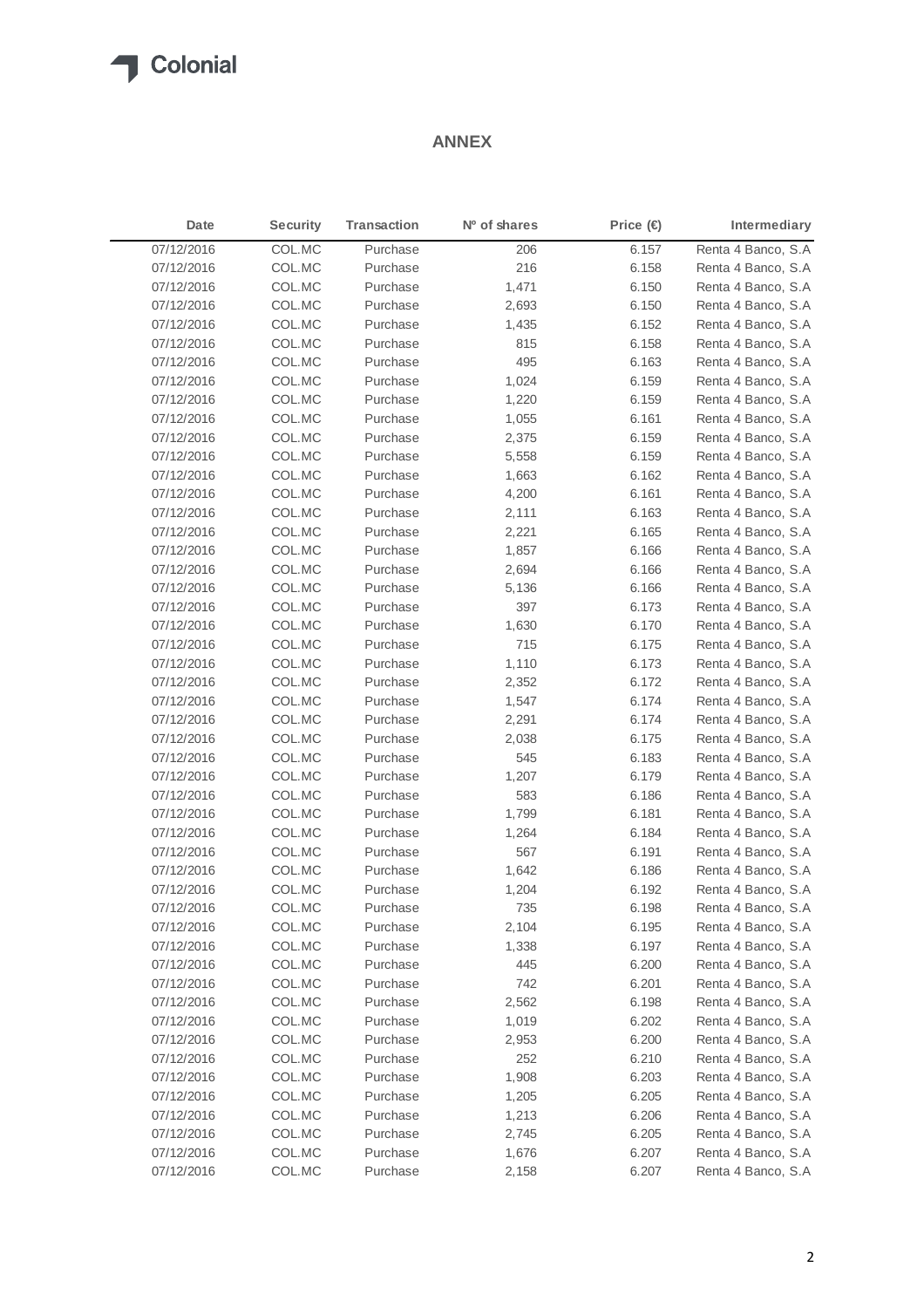## ANNEX

| Date | Security | Transaction | Nº of shares | Price (€) | Intermediary |
|---|---|---|---|---|---|
| 07/12/2016 | COL.MC | Purchase | 206 | 6.157 | Renta 4 Banco, S.A |
| 07/12/2016 | COL.MC | Purchase | 216 | 6.158 | Renta 4 Banco, S.A |
| 07/12/2016 | COL.MC | Purchase | 1,471 | 6.150 | Renta 4 Banco, S.A |
| 07/12/2016 | COL.MC | Purchase | 2,693 | 6.150 | Renta 4 Banco, S.A |
| 07/12/2016 | COL.MC | Purchase | 1,435 | 6.152 | Renta 4 Banco, S.A |
| 07/12/2016 | COL.MC | Purchase | 815 | 6.158 | Renta 4 Banco, S.A |
| 07/12/2016 | COL.MC | Purchase | 495 | 6.163 | Renta 4 Banco, S.A |
| 07/12/2016 | COL.MC | Purchase | 1,024 | 6.159 | Renta 4 Banco, S.A |
| 07/12/2016 | COL.MC | Purchase | 1,220 | 6.159 | Renta 4 Banco, S.A |
| 07/12/2016 | COL.MC | Purchase | 1,055 | 6.161 | Renta 4 Banco, S.A |
| 07/12/2016 | COL.MC | Purchase | 2,375 | 6.159 | Renta 4 Banco, S.A |
| 07/12/2016 | COL.MC | Purchase | 5,558 | 6.159 | Renta 4 Banco, S.A |
| 07/12/2016 | COL.MC | Purchase | 1,663 | 6.162 | Renta 4 Banco, S.A |
| 07/12/2016 | COL.MC | Purchase | 4,200 | 6.161 | Renta 4 Banco, S.A |
| 07/12/2016 | COL.MC | Purchase | 2,111 | 6.163 | Renta 4 Banco, S.A |
| 07/12/2016 | COL.MC | Purchase | 2,221 | 6.165 | Renta 4 Banco, S.A |
| 07/12/2016 | COL.MC | Purchase | 1,857 | 6.166 | Renta 4 Banco, S.A |
| 07/12/2016 | COL.MC | Purchase | 2,694 | 6.166 | Renta 4 Banco, S.A |
| 07/12/2016 | COL.MC | Purchase | 5,136 | 6.166 | Renta 4 Banco, S.A |
| 07/12/2016 | COL.MC | Purchase | 397 | 6.173 | Renta 4 Banco, S.A |
| 07/12/2016 | COL.MC | Purchase | 1,630 | 6.170 | Renta 4 Banco, S.A |
| 07/12/2016 | COL.MC | Purchase | 715 | 6.175 | Renta 4 Banco, S.A |
| 07/12/2016 | COL.MC | Purchase | 1,110 | 6.173 | Renta 4 Banco, S.A |
| 07/12/2016 | COL.MC | Purchase | 2,352 | 6.172 | Renta 4 Banco, S.A |
| 07/12/2016 | COL.MC | Purchase | 1,547 | 6.174 | Renta 4 Banco, S.A |
| 07/12/2016 | COL.MC | Purchase | 2,291 | 6.174 | Renta 4 Banco, S.A |
| 07/12/2016 | COL.MC | Purchase | 2,038 | 6.175 | Renta 4 Banco, S.A |
| 07/12/2016 | COL.MC | Purchase | 545 | 6.183 | Renta 4 Banco, S.A |
| 07/12/2016 | COL.MC | Purchase | 1,207 | 6.179 | Renta 4 Banco, S.A |
| 07/12/2016 | COL.MC | Purchase | 583 | 6.186 | Renta 4 Banco, S.A |
| 07/12/2016 | COL.MC | Purchase | 1,799 | 6.181 | Renta 4 Banco, S.A |
| 07/12/2016 | COL.MC | Purchase | 1,264 | 6.184 | Renta 4 Banco, S.A |
| 07/12/2016 | COL.MC | Purchase | 567 | 6.191 | Renta 4 Banco, S.A |
| 07/12/2016 | COL.MC | Purchase | 1,642 | 6.186 | Renta 4 Banco, S.A |
| 07/12/2016 | COL.MC | Purchase | 1,204 | 6.192 | Renta 4 Banco, S.A |
| 07/12/2016 | COL.MC | Purchase | 735 | 6.198 | Renta 4 Banco, S.A |
| 07/12/2016 | COL.MC | Purchase | 2,104 | 6.195 | Renta 4 Banco, S.A |
| 07/12/2016 | COL.MC | Purchase | 1,338 | 6.197 | Renta 4 Banco, S.A |
| 07/12/2016 | COL.MC | Purchase | 445 | 6.200 | Renta 4 Banco, S.A |
| 07/12/2016 | COL.MC | Purchase | 742 | 6.201 | Renta 4 Banco, S.A |
| 07/12/2016 | COL.MC | Purchase | 2,562 | 6.198 | Renta 4 Banco, S.A |
| 07/12/2016 | COL.MC | Purchase | 1,019 | 6.202 | Renta 4 Banco, S.A |
| 07/12/2016 | COL.MC | Purchase | 2,953 | 6.200 | Renta 4 Banco, S.A |
| 07/12/2016 | COL.MC | Purchase | 252 | 6.210 | Renta 4 Banco, S.A |
| 07/12/2016 | COL.MC | Purchase | 1,908 | 6.203 | Renta 4 Banco, S.A |
| 07/12/2016 | COL.MC | Purchase | 1,205 | 6.205 | Renta 4 Banco, S.A |
| 07/12/2016 | COL.MC | Purchase | 1,213 | 6.206 | Renta 4 Banco, S.A |
| 07/12/2016 | COL.MC | Purchase | 2,745 | 6.205 | Renta 4 Banco, S.A |
| 07/12/2016 | COL.MC | Purchase | 1,676 | 6.207 | Renta 4 Banco, S.A |
| 07/12/2016 | COL.MC | Purchase | 2,158 | 6.207 | Renta 4 Banco, S.A |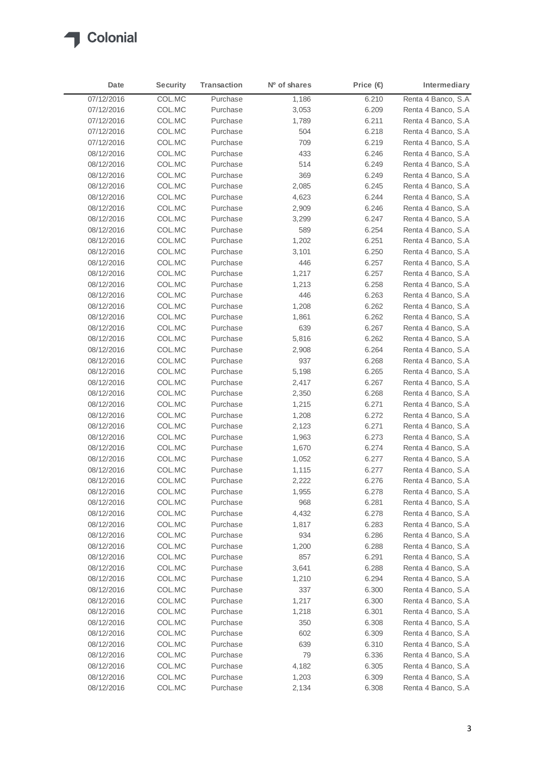| Date | Security | Transaction | Nº of shares | Price (€) | Intermediary |
|---|---|---|---|---|---|
| 07/12/2016 | COL.MC | Purchase | 1,186 | 6.210 | Renta 4 Banco, S.A |
| 07/12/2016 | COL.MC | Purchase | 3,053 | 6.209 | Renta 4 Banco, S.A |
| 07/12/2016 | COL.MC | Purchase | 1,789 | 6.211 | Renta 4 Banco, S.A |
| 07/12/2016 | COL.MC | Purchase | 504 | 6.218 | Renta 4 Banco, S.A |
| 07/12/2016 | COL.MC | Purchase | 709 | 6.219 | Renta 4 Banco, S.A |
| 08/12/2016 | COL.MC | Purchase | 433 | 6.246 | Renta 4 Banco, S.A |
| 08/12/2016 | COL.MC | Purchase | 514 | 6.249 | Renta 4 Banco, S.A |
| 08/12/2016 | COL.MC | Purchase | 369 | 6.249 | Renta 4 Banco, S.A |
| 08/12/2016 | COL.MC | Purchase | 2,085 | 6.245 | Renta 4 Banco, S.A |
| 08/12/2016 | COL.MC | Purchase | 4,623 | 6.244 | Renta 4 Banco, S.A |
| 08/12/2016 | COL.MC | Purchase | 2,909 | 6.246 | Renta 4 Banco, S.A |
| 08/12/2016 | COL.MC | Purchase | 3,299 | 6.247 | Renta 4 Banco, S.A |
| 08/12/2016 | COL.MC | Purchase | 589 | 6.254 | Renta 4 Banco, S.A |
| 08/12/2016 | COL.MC | Purchase | 1,202 | 6.251 | Renta 4 Banco, S.A |
| 08/12/2016 | COL.MC | Purchase | 3,101 | 6.250 | Renta 4 Banco, S.A |
| 08/12/2016 | COL.MC | Purchase | 446 | 6.257 | Renta 4 Banco, S.A |
| 08/12/2016 | COL.MC | Purchase | 1,217 | 6.257 | Renta 4 Banco, S.A |
| 08/12/2016 | COL.MC | Purchase | 1,213 | 6.258 | Renta 4 Banco, S.A |
| 08/12/2016 | COL.MC | Purchase | 446 | 6.263 | Renta 4 Banco, S.A |
| 08/12/2016 | COL.MC | Purchase | 1,208 | 6.262 | Renta 4 Banco, S.A |
| 08/12/2016 | COL.MC | Purchase | 1,861 | 6.262 | Renta 4 Banco, S.A |
| 08/12/2016 | COL.MC | Purchase | 639 | 6.267 | Renta 4 Banco, S.A |
| 08/12/2016 | COL.MC | Purchase | 5,816 | 6.262 | Renta 4 Banco, S.A |
| 08/12/2016 | COL.MC | Purchase | 2,908 | 6.264 | Renta 4 Banco, S.A |
| 08/12/2016 | COL.MC | Purchase | 937 | 6.268 | Renta 4 Banco, S.A |
| 08/12/2016 | COL.MC | Purchase | 5,198 | 6.265 | Renta 4 Banco, S.A |
| 08/12/2016 | COL.MC | Purchase | 2,417 | 6.267 | Renta 4 Banco, S.A |
| 08/12/2016 | COL.MC | Purchase | 2,350 | 6.268 | Renta 4 Banco, S.A |
| 08/12/2016 | COL.MC | Purchase | 1,215 | 6.271 | Renta 4 Banco, S.A |
| 08/12/2016 | COL.MC | Purchase | 1,208 | 6.272 | Renta 4 Banco, S.A |
| 08/12/2016 | COL.MC | Purchase | 2,123 | 6.271 | Renta 4 Banco, S.A |
| 08/12/2016 | COL.MC | Purchase | 1,963 | 6.273 | Renta 4 Banco, S.A |
| 08/12/2016 | COL.MC | Purchase | 1,670 | 6.274 | Renta 4 Banco, S.A |
| 08/12/2016 | COL.MC | Purchase | 1,052 | 6.277 | Renta 4 Banco, S.A |
| 08/12/2016 | COL.MC | Purchase | 1,115 | 6.277 | Renta 4 Banco, S.A |
| 08/12/2016 | COL.MC | Purchase | 2,222 | 6.276 | Renta 4 Banco, S.A |
| 08/12/2016 | COL.MC | Purchase | 1,955 | 6.278 | Renta 4 Banco, S.A |
| 08/12/2016 | COL.MC | Purchase | 968 | 6.281 | Renta 4 Banco, S.A |
| 08/12/2016 | COL.MC | Purchase | 4,432 | 6.278 | Renta 4 Banco, S.A |
| 08/12/2016 | COL.MC | Purchase | 1,817 | 6.283 | Renta 4 Banco, S.A |
| 08/12/2016 | COL.MC | Purchase | 934 | 6.286 | Renta 4 Banco, S.A |
| 08/12/2016 | COL.MC | Purchase | 1,200 | 6.288 | Renta 4 Banco, S.A |
| 08/12/2016 | COL.MC | Purchase | 857 | 6.291 | Renta 4 Banco, S.A |
| 08/12/2016 | COL.MC | Purchase | 3,641 | 6.288 | Renta 4 Banco, S.A |
| 08/12/2016 | COL.MC | Purchase | 1,210 | 6.294 | Renta 4 Banco, S.A |
| 08/12/2016 | COL.MC | Purchase | 337 | 6.300 | Renta 4 Banco, S.A |
| 08/12/2016 | COL.MC | Purchase | 1,217 | 6.300 | Renta 4 Banco, S.A |
| 08/12/2016 | COL.MC | Purchase | 1,218 | 6.301 | Renta 4 Banco, S.A |
| 08/12/2016 | COL.MC | Purchase | 350 | 6.308 | Renta 4 Banco, S.A |
| 08/12/2016 | COL.MC | Purchase | 602 | 6.309 | Renta 4 Banco, S.A |
| 08/12/2016 | COL.MC | Purchase | 639 | 6.310 | Renta 4 Banco, S.A |
| 08/12/2016 | COL.MC | Purchase | 79 | 6.336 | Renta 4 Banco, S.A |
| 08/12/2016 | COL.MC | Purchase | 4,182 | 6.305 | Renta 4 Banco, S.A |
| 08/12/2016 | COL.MC | Purchase | 1,203 | 6.309 | Renta 4 Banco, S.A |
| 08/12/2016 | COL.MC | Purchase | 2,134 | 6.308 | Renta 4 Banco, S.A |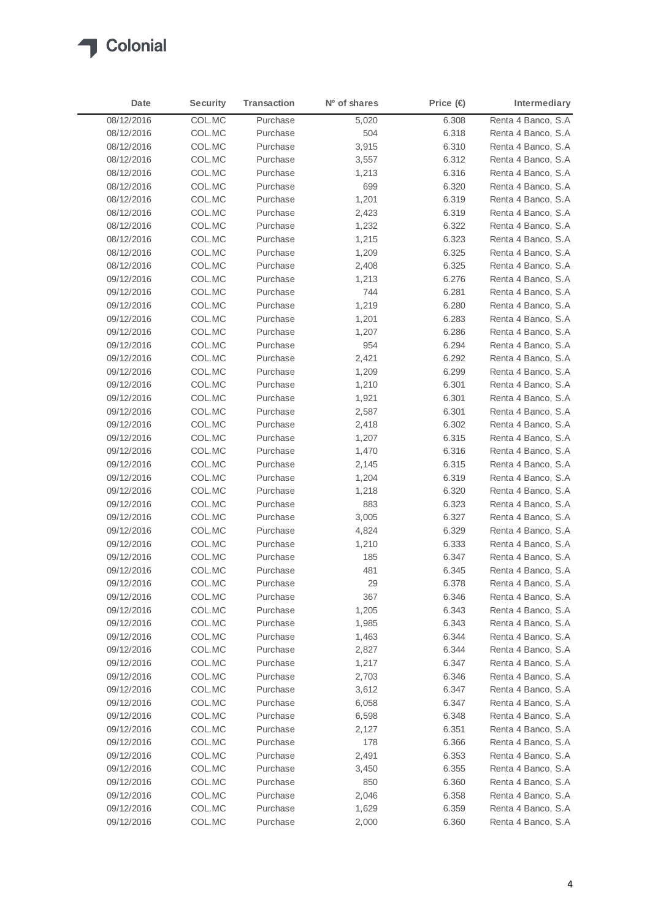| Date | Security | Transaction | Nº of shares | Price (€) | Intermediary |
|---|---|---|---|---|---|
| 08/12/2016 | COL.MC | Purchase | 5,020 | 6.308 | Renta 4 Banco, S.A |
| 08/12/2016 | COL.MC | Purchase | 504 | 6.318 | Renta 4 Banco, S.A |
| 08/12/2016 | COL.MC | Purchase | 3,915 | 6.310 | Renta 4 Banco, S.A |
| 08/12/2016 | COL.MC | Purchase | 3,557 | 6.312 | Renta 4 Banco, S.A |
| 08/12/2016 | COL.MC | Purchase | 1,213 | 6.316 | Renta 4 Banco, S.A |
| 08/12/2016 | COL.MC | Purchase | 699 | 6.320 | Renta 4 Banco, S.A |
| 08/12/2016 | COL.MC | Purchase | 1,201 | 6.319 | Renta 4 Banco, S.A |
| 08/12/2016 | COL.MC | Purchase | 2,423 | 6.319 | Renta 4 Banco, S.A |
| 08/12/2016 | COL.MC | Purchase | 1,232 | 6.322 | Renta 4 Banco, S.A |
| 08/12/2016 | COL.MC | Purchase | 1,215 | 6.323 | Renta 4 Banco, S.A |
| 08/12/2016 | COL.MC | Purchase | 1,209 | 6.325 | Renta 4 Banco, S.A |
| 08/12/2016 | COL.MC | Purchase | 2,408 | 6.325 | Renta 4 Banco, S.A |
| 09/12/2016 | COL.MC | Purchase | 1,213 | 6.276 | Renta 4 Banco, S.A |
| 09/12/2016 | COL.MC | Purchase | 744 | 6.281 | Renta 4 Banco, S.A |
| 09/12/2016 | COL.MC | Purchase | 1,219 | 6.280 | Renta 4 Banco, S.A |
| 09/12/2016 | COL.MC | Purchase | 1,201 | 6.283 | Renta 4 Banco, S.A |
| 09/12/2016 | COL.MC | Purchase | 1,207 | 6.286 | Renta 4 Banco, S.A |
| 09/12/2016 | COL.MC | Purchase | 954 | 6.294 | Renta 4 Banco, S.A |
| 09/12/2016 | COL.MC | Purchase | 2,421 | 6.292 | Renta 4 Banco, S.A |
| 09/12/2016 | COL.MC | Purchase | 1,209 | 6.299 | Renta 4 Banco, S.A |
| 09/12/2016 | COL.MC | Purchase | 1,210 | 6.301 | Renta 4 Banco, S.A |
| 09/12/2016 | COL.MC | Purchase | 1,921 | 6.301 | Renta 4 Banco, S.A |
| 09/12/2016 | COL.MC | Purchase | 2,587 | 6.301 | Renta 4 Banco, S.A |
| 09/12/2016 | COL.MC | Purchase | 2,418 | 6.302 | Renta 4 Banco, S.A |
| 09/12/2016 | COL.MC | Purchase | 1,207 | 6.315 | Renta 4 Banco, S.A |
| 09/12/2016 | COL.MC | Purchase | 1,470 | 6.316 | Renta 4 Banco, S.A |
| 09/12/2016 | COL.MC | Purchase | 2,145 | 6.315 | Renta 4 Banco, S.A |
| 09/12/2016 | COL.MC | Purchase | 1,204 | 6.319 | Renta 4 Banco, S.A |
| 09/12/2016 | COL.MC | Purchase | 1,218 | 6.320 | Renta 4 Banco, S.A |
| 09/12/2016 | COL.MC | Purchase | 883 | 6.323 | Renta 4 Banco, S.A |
| 09/12/2016 | COL.MC | Purchase | 3,005 | 6.327 | Renta 4 Banco, S.A |
| 09/12/2016 | COL.MC | Purchase | 4,824 | 6.329 | Renta 4 Banco, S.A |
| 09/12/2016 | COL.MC | Purchase | 1,210 | 6.333 | Renta 4 Banco, S.A |
| 09/12/2016 | COL.MC | Purchase | 185 | 6.347 | Renta 4 Banco, S.A |
| 09/12/2016 | COL.MC | Purchase | 481 | 6.345 | Renta 4 Banco, S.A |
| 09/12/2016 | COL.MC | Purchase | 29 | 6.378 | Renta 4 Banco, S.A |
| 09/12/2016 | COL.MC | Purchase | 367 | 6.346 | Renta 4 Banco, S.A |
| 09/12/2016 | COL.MC | Purchase | 1,205 | 6.343 | Renta 4 Banco, S.A |
| 09/12/2016 | COL.MC | Purchase | 1,985 | 6.343 | Renta 4 Banco, S.A |
| 09/12/2016 | COL.MC | Purchase | 1,463 | 6.344 | Renta 4 Banco, S.A |
| 09/12/2016 | COL.MC | Purchase | 2,827 | 6.344 | Renta 4 Banco, S.A |
| 09/12/2016 | COL.MC | Purchase | 1,217 | 6.347 | Renta 4 Banco, S.A |
| 09/12/2016 | COL.MC | Purchase | 2,703 | 6.346 | Renta 4 Banco, S.A |
| 09/12/2016 | COL.MC | Purchase | 3,612 | 6.347 | Renta 4 Banco, S.A |
| 09/12/2016 | COL.MC | Purchase | 6,058 | 6.347 | Renta 4 Banco, S.A |
| 09/12/2016 | COL.MC | Purchase | 6,598 | 6.348 | Renta 4 Banco, S.A |
| 09/12/2016 | COL.MC | Purchase | 2,127 | 6.351 | Renta 4 Banco, S.A |
| 09/12/2016 | COL.MC | Purchase | 178 | 6.366 | Renta 4 Banco, S.A |
| 09/12/2016 | COL.MC | Purchase | 2,491 | 6.353 | Renta 4 Banco, S.A |
| 09/12/2016 | COL.MC | Purchase | 3,450 | 6.355 | Renta 4 Banco, S.A |
| 09/12/2016 | COL.MC | Purchase | 850 | 6.360 | Renta 4 Banco, S.A |
| 09/12/2016 | COL.MC | Purchase | 2,046 | 6.358 | Renta 4 Banco, S.A |
| 09/12/2016 | COL.MC | Purchase | 1,629 | 6.359 | Renta 4 Banco, S.A |
| 09/12/2016 | COL.MC | Purchase | 2,000 | 6.360 | Renta 4 Banco, S.A |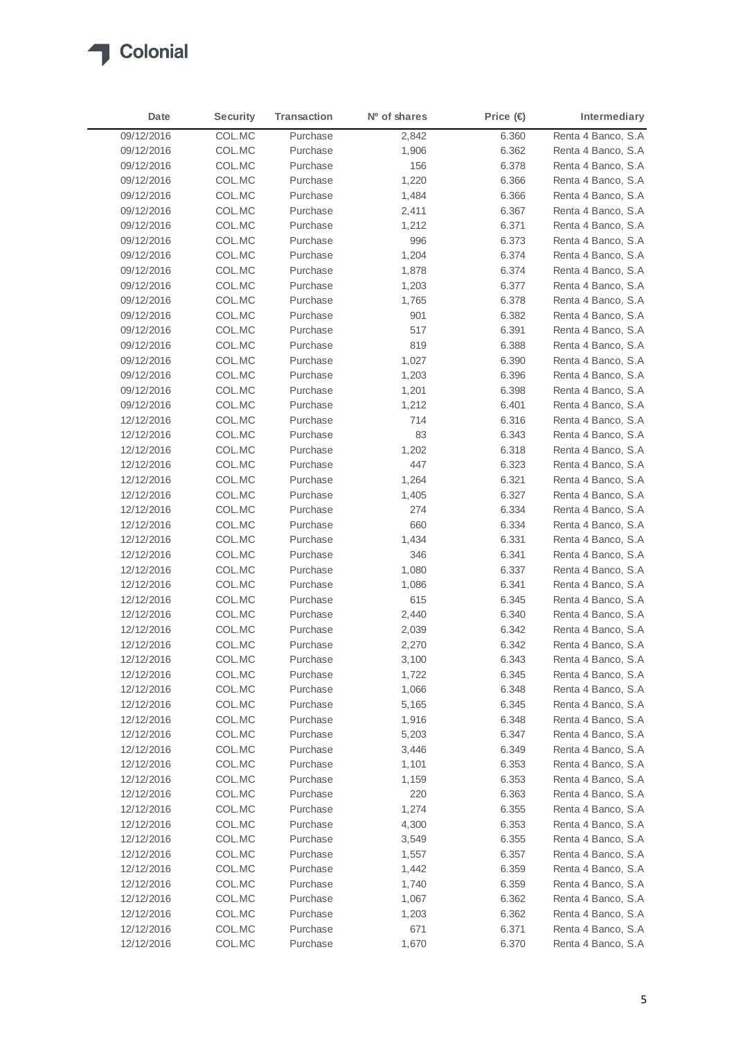| Date | Security | Transaction | Nº of shares | Price (€) | Intermediary |
|---|---|---|---|---|---|
| 09/12/2016 | COL.MC | Purchase | 2,842 | 6.360 | Renta 4 Banco, S.A |
| 09/12/2016 | COL.MC | Purchase | 1,906 | 6.362 | Renta 4 Banco, S.A |
| 09/12/2016 | COL.MC | Purchase | 156 | 6.378 | Renta 4 Banco, S.A |
| 09/12/2016 | COL.MC | Purchase | 1,220 | 6.366 | Renta 4 Banco, S.A |
| 09/12/2016 | COL.MC | Purchase | 1,484 | 6.366 | Renta 4 Banco, S.A |
| 09/12/2016 | COL.MC | Purchase | 2,411 | 6.367 | Renta 4 Banco, S.A |
| 09/12/2016 | COL.MC | Purchase | 1,212 | 6.371 | Renta 4 Banco, S.A |
| 09/12/2016 | COL.MC | Purchase | 996 | 6.373 | Renta 4 Banco, S.A |
| 09/12/2016 | COL.MC | Purchase | 1,204 | 6.374 | Renta 4 Banco, S.A |
| 09/12/2016 | COL.MC | Purchase | 1,878 | 6.374 | Renta 4 Banco, S.A |
| 09/12/2016 | COL.MC | Purchase | 1,203 | 6.377 | Renta 4 Banco, S.A |
| 09/12/2016 | COL.MC | Purchase | 1,765 | 6.378 | Renta 4 Banco, S.A |
| 09/12/2016 | COL.MC | Purchase | 901 | 6.382 | Renta 4 Banco, S.A |
| 09/12/2016 | COL.MC | Purchase | 517 | 6.391 | Renta 4 Banco, S.A |
| 09/12/2016 | COL.MC | Purchase | 819 | 6.388 | Renta 4 Banco, S.A |
| 09/12/2016 | COL.MC | Purchase | 1,027 | 6.390 | Renta 4 Banco, S.A |
| 09/12/2016 | COL.MC | Purchase | 1,203 | 6.396 | Renta 4 Banco, S.A |
| 09/12/2016 | COL.MC | Purchase | 1,201 | 6.398 | Renta 4 Banco, S.A |
| 09/12/2016 | COL.MC | Purchase | 1,212 | 6.401 | Renta 4 Banco, S.A |
| 12/12/2016 | COL.MC | Purchase | 714 | 6.316 | Renta 4 Banco, S.A |
| 12/12/2016 | COL.MC | Purchase | 83 | 6.343 | Renta 4 Banco, S.A |
| 12/12/2016 | COL.MC | Purchase | 1,202 | 6.318 | Renta 4 Banco, S.A |
| 12/12/2016 | COL.MC | Purchase | 447 | 6.323 | Renta 4 Banco, S.A |
| 12/12/2016 | COL.MC | Purchase | 1,264 | 6.321 | Renta 4 Banco, S.A |
| 12/12/2016 | COL.MC | Purchase | 1,405 | 6.327 | Renta 4 Banco, S.A |
| 12/12/2016 | COL.MC | Purchase | 274 | 6.334 | Renta 4 Banco, S.A |
| 12/12/2016 | COL.MC | Purchase | 660 | 6.334 | Renta 4 Banco, S.A |
| 12/12/2016 | COL.MC | Purchase | 1,434 | 6.331 | Renta 4 Banco, S.A |
| 12/12/2016 | COL.MC | Purchase | 346 | 6.341 | Renta 4 Banco, S.A |
| 12/12/2016 | COL.MC | Purchase | 1,080 | 6.337 | Renta 4 Banco, S.A |
| 12/12/2016 | COL.MC | Purchase | 1,086 | 6.341 | Renta 4 Banco, S.A |
| 12/12/2016 | COL.MC | Purchase | 615 | 6.345 | Renta 4 Banco, S.A |
| 12/12/2016 | COL.MC | Purchase | 2,440 | 6.340 | Renta 4 Banco, S.A |
| 12/12/2016 | COL.MC | Purchase | 2,039 | 6.342 | Renta 4 Banco, S.A |
| 12/12/2016 | COL.MC | Purchase | 2,270 | 6.342 | Renta 4 Banco, S.A |
| 12/12/2016 | COL.MC | Purchase | 3,100 | 6.343 | Renta 4 Banco, S.A |
| 12/12/2016 | COL.MC | Purchase | 1,722 | 6.345 | Renta 4 Banco, S.A |
| 12/12/2016 | COL.MC | Purchase | 1,066 | 6.348 | Renta 4 Banco, S.A |
| 12/12/2016 | COL.MC | Purchase | 5,165 | 6.345 | Renta 4 Banco, S.A |
| 12/12/2016 | COL.MC | Purchase | 1,916 | 6.348 | Renta 4 Banco, S.A |
| 12/12/2016 | COL.MC | Purchase | 5,203 | 6.347 | Renta 4 Banco, S.A |
| 12/12/2016 | COL.MC | Purchase | 3,446 | 6.349 | Renta 4 Banco, S.A |
| 12/12/2016 | COL.MC | Purchase | 1,101 | 6.353 | Renta 4 Banco, S.A |
| 12/12/2016 | COL.MC | Purchase | 1,159 | 6.353 | Renta 4 Banco, S.A |
| 12/12/2016 | COL.MC | Purchase | 220 | 6.363 | Renta 4 Banco, S.A |
| 12/12/2016 | COL.MC | Purchase | 1,274 | 6.355 | Renta 4 Banco, S.A |
| 12/12/2016 | COL.MC | Purchase | 4,300 | 6.353 | Renta 4 Banco, S.A |
| 12/12/2016 | COL.MC | Purchase | 3,549 | 6.355 | Renta 4 Banco, S.A |
| 12/12/2016 | COL.MC | Purchase | 1,557 | 6.357 | Renta 4 Banco, S.A |
| 12/12/2016 | COL.MC | Purchase | 1,442 | 6.359 | Renta 4 Banco, S.A |
| 12/12/2016 | COL.MC | Purchase | 1,740 | 6.359 | Renta 4 Banco, S.A |
| 12/12/2016 | COL.MC | Purchase | 1,067 | 6.362 | Renta 4 Banco, S.A |
| 12/12/2016 | COL.MC | Purchase | 1,203 | 6.362 | Renta 4 Banco, S.A |
| 12/12/2016 | COL.MC | Purchase | 671 | 6.371 | Renta 4 Banco, S.A |
| 12/12/2016 | COL.MC | Purchase | 1,670 | 6.370 | Renta 4 Banco, S.A |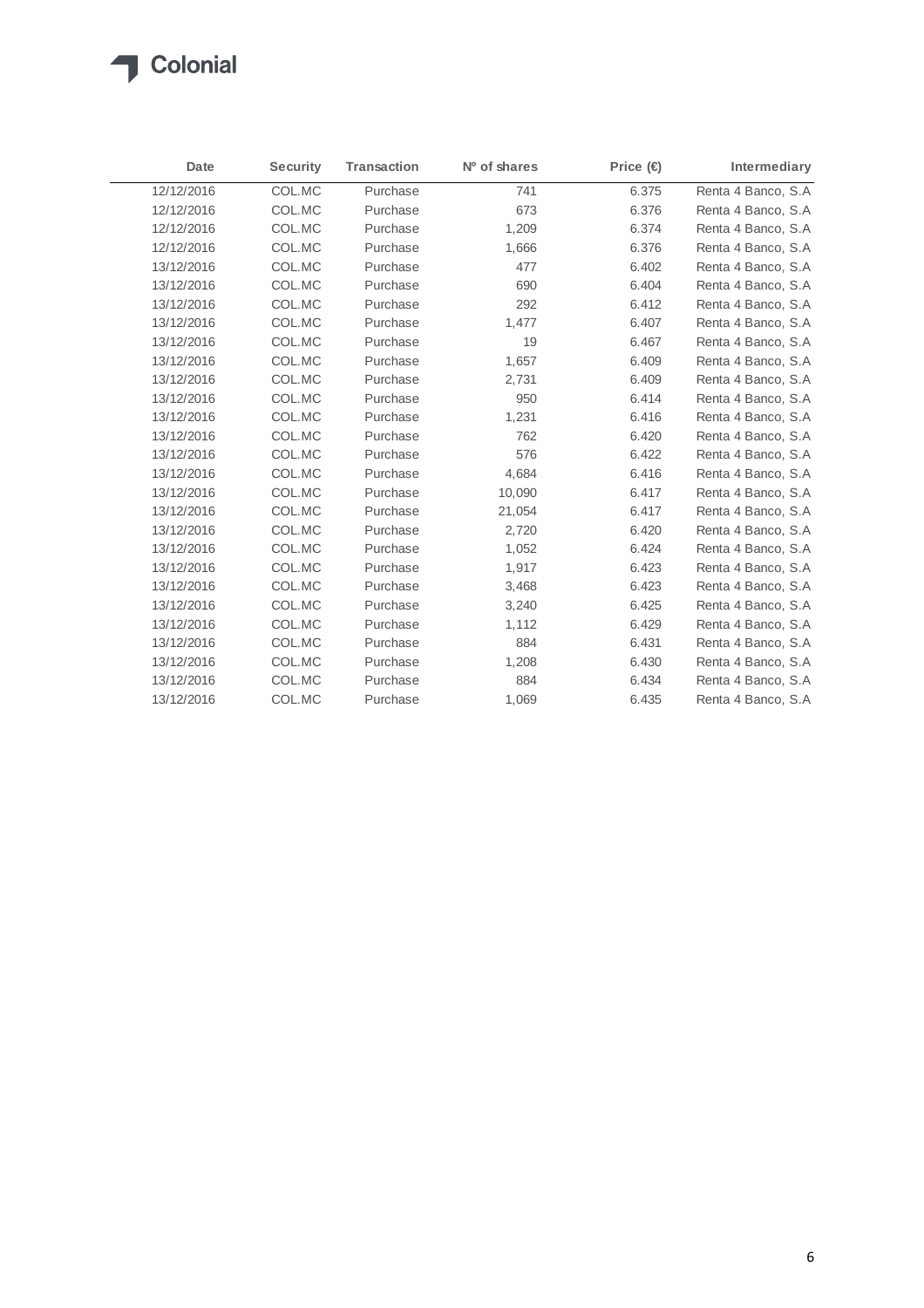| Date | Security | Transaction | Nº of shares | Price (€) | Intermediary |
|---|---|---|---|---|---|
| 12/12/2016 | COL.MC | Purchase | 741 | 6.375 | Renta 4 Banco, S.A |
| 12/12/2016 | COL.MC | Purchase | 673 | 6.376 | Renta 4 Banco, S.A |
| 12/12/2016 | COL.MC | Purchase | 1,209 | 6.374 | Renta 4 Banco, S.A |
| 12/12/2016 | COL.MC | Purchase | 1,666 | 6.376 | Renta 4 Banco, S.A |
| 13/12/2016 | COL.MC | Purchase | 477 | 6.402 | Renta 4 Banco, S.A |
| 13/12/2016 | COL.MC | Purchase | 690 | 6.404 | Renta 4 Banco, S.A |
| 13/12/2016 | COL.MC | Purchase | 292 | 6.412 | Renta 4 Banco, S.A |
| 13/12/2016 | COL.MC | Purchase | 1,477 | 6.407 | Renta 4 Banco, S.A |
| 13/12/2016 | COL.MC | Purchase | 19 | 6.467 | Renta 4 Banco, S.A |
| 13/12/2016 | COL.MC | Purchase | 1,657 | 6.409 | Renta 4 Banco, S.A |
| 13/12/2016 | COL.MC | Purchase | 2,731 | 6.409 | Renta 4 Banco, S.A |
| 13/12/2016 | COL.MC | Purchase | 950 | 6.414 | Renta 4 Banco, S.A |
| 13/12/2016 | COL.MC | Purchase | 1,231 | 6.416 | Renta 4 Banco, S.A |
| 13/12/2016 | COL.MC | Purchase | 762 | 6.420 | Renta 4 Banco, S.A |
| 13/12/2016 | COL.MC | Purchase | 576 | 6.422 | Renta 4 Banco, S.A |
| 13/12/2016 | COL.MC | Purchase | 4,684 | 6.416 | Renta 4 Banco, S.A |
| 13/12/2016 | COL.MC | Purchase | 10,090 | 6.417 | Renta 4 Banco, S.A |
| 13/12/2016 | COL.MC | Purchase | 21,054 | 6.417 | Renta 4 Banco, S.A |
| 13/12/2016 | COL.MC | Purchase | 2,720 | 6.420 | Renta 4 Banco, S.A |
| 13/12/2016 | COL.MC | Purchase | 1,052 | 6.424 | Renta 4 Banco, S.A |
| 13/12/2016 | COL.MC | Purchase | 1,917 | 6.423 | Renta 4 Banco, S.A |
| 13/12/2016 | COL.MC | Purchase | 3,468 | 6.423 | Renta 4 Banco, S.A |
| 13/12/2016 | COL.MC | Purchase | 3,240 | 6.425 | Renta 4 Banco, S.A |
| 13/12/2016 | COL.MC | Purchase | 1,112 | 6.429 | Renta 4 Banco, S.A |
| 13/12/2016 | COL.MC | Purchase | 884 | 6.431 | Renta 4 Banco, S.A |
| 13/12/2016 | COL.MC | Purchase | 1,208 | 6.430 | Renta 4 Banco, S.A |
| 13/12/2016 | COL.MC | Purchase | 884 | 6.434 | Renta 4 Banco, S.A |
| 13/12/2016 | COL.MC | Purchase | 1,069 | 6.435 | Renta 4 Banco, S.A |